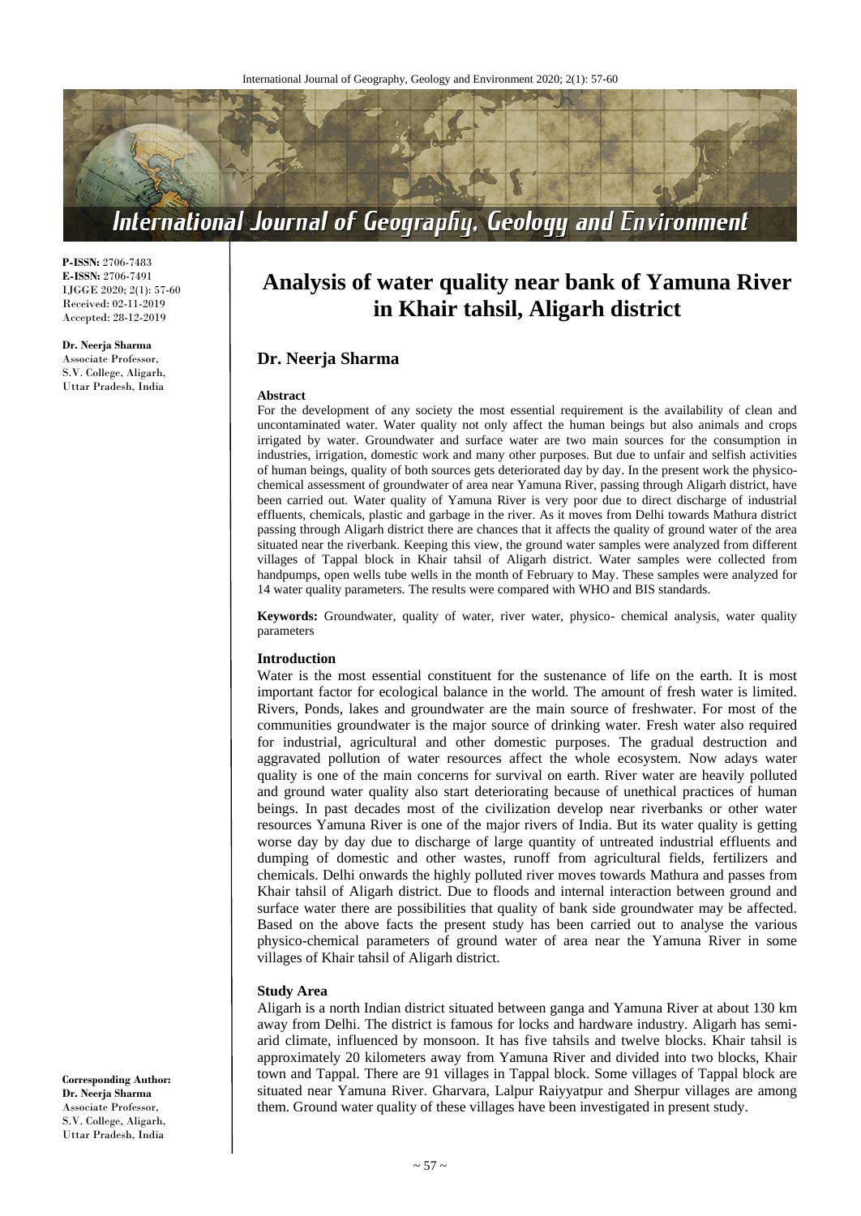**P-ISSN:** 2706-7483
**E-ISSN:** 2706-7491
IJGGE 2020; 2(1): 57-60
Received: 02-11-2019
Accepted: 28-12-2019

**Dr. Neerja Sharma**
Associate Professor,
S.V. College, Aligarh,
Uttar Pradesh, India

**Corresponding Author:**
**Dr. Neerja Sharma**
Associate Professor,
S.V. College, Aligarh,
Uttar Pradesh, India

# Analysis of water quality near bank of Yamuna River in Khair tahsil, Aligarh district

## Dr. Neerja Sharma

**Abstract**

For the development of any society the most essential requirement is the availability of clean and uncontaminated water. Water quality not only affect the human beings but also animals and crops irrigated by water. Groundwater and surface water are two main sources for the consumption in industries, irrigation, domestic work and many other purposes. But due to unfair and selfish activities of human beings, quality of both sources gets deteriorated day by day. In the present work the physico-chemical assessment of groundwater of area near Yamuna River, passing through Aligarh district, have been carried out. Water quality of Yamuna River is very poor due to direct discharge of industrial effluents, chemicals, plastic and garbage in the river. As it moves from Delhi towards Mathura district passing through Aligarh district there are chances that it affects the quality of ground water of the area situated near the riverbank. Keeping this view, the ground water samples were analyzed from different villages of Tappal block in Khair tahsil of Aligarh district. Water samples were collected from handpumps, open wells tube wells in the month of February to May. These samples were analyzed for 14 water quality parameters. The results were compared with WHO and BIS standards.

**Keywords:** Groundwater, quality of water, river water, physico- chemical analysis, water quality parameters

### Introduction

Water is the most essential constituent for the sustenance of life on the earth. It is most important factor for ecological balance in the world. The amount of fresh water is limited. Rivers, Ponds, lakes and groundwater are the main source of freshwater. For most of the communities groundwater is the major source of drinking water. Fresh water also required for industrial, agricultural and other domestic purposes. The gradual destruction and aggravated pollution of water resources affect the whole ecosystem. Now adays water quality is one of the main concerns for survival on earth. River water are heavily polluted and ground water quality also start deteriorating because of unethical practices of human beings. In past decades most of the civilization develop near riverbanks or other water resources Yamuna River is one of the major rivers of India. But its water quality is getting worse day by day due to discharge of large quantity of untreated industrial effluents and dumping of domestic and other wastes, runoff from agricultural fields, fertilizers and chemicals. Delhi onwards the highly polluted river moves towards Mathura and passes from Khair tahsil of Aligarh district. Due to floods and internal interaction between ground and surface water there are possibilities that quality of bank side groundwater may be affected. Based on the above facts the present study has been carried out to analyse the various physico-chemical parameters of ground water of area near the Yamuna River in some villages of Khair tahsil of Aligarh district.

### Study Area

Aligarh is a north Indian district situated between ganga and Yamuna River at about 130 km away from Delhi. The district is famous for locks and hardware industry. Aligarh has semi-arid climate, influenced by monsoon. It has five tahsils and twelve blocks. Khair tahsil is approximately 20 kilometers away from Yamuna River and divided into two blocks, Khair town and Tappal. There are 91 villages in Tappal block. Some villages of Tappal block are situated near Yamuna River. Gharvara, Lalpur Raiyyatpur and Sherpur villages are among them. Ground water quality of these villages have been investigated in present study.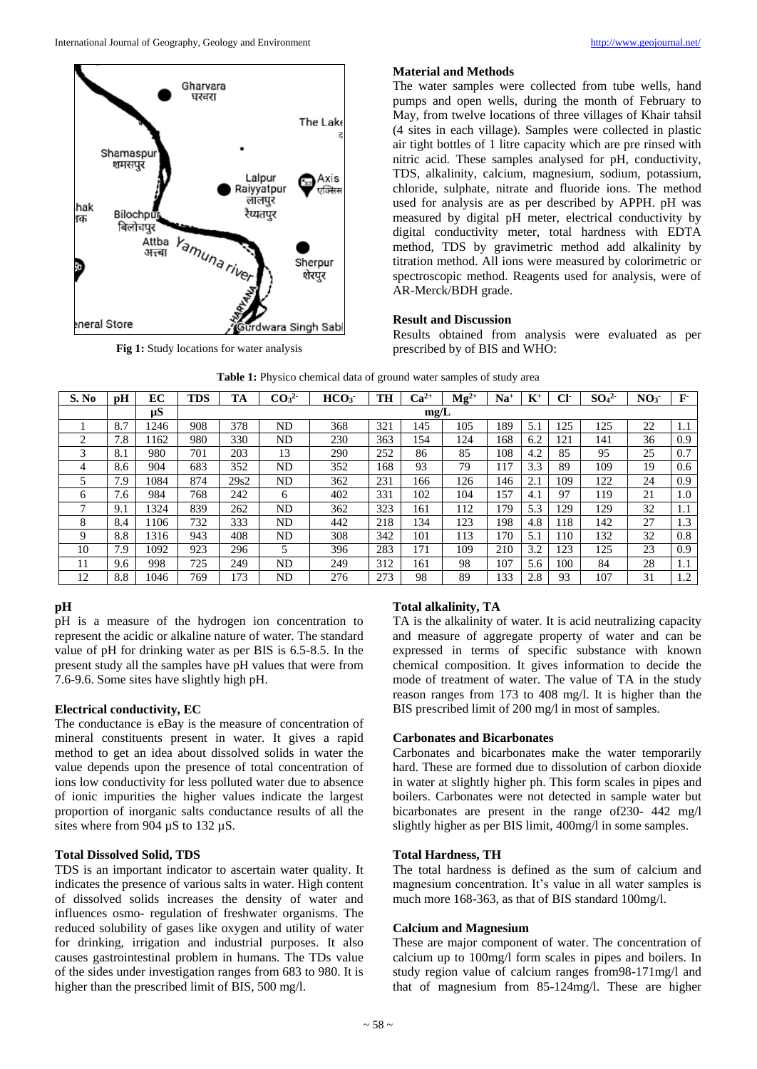Fig 1: Study locations for water analysis

## Material and Methods

The water samples were collected from tube wells, hand pumps and open wells, during the month of February to May, from twelve locations of three villages of Khair tahsil (4 sites in each village). Samples were collected in plastic air tight bottles of 1 litre capacity which are pre rinsed with nitric acid. These samples analysed for pH, conductivity, TDS, alkalinity, calcium, magnesium, sodium, potassium, chloride, sulphate, nitrate and fluoride ions. The method used for analysis are as per described by APPH. pH was measured by digital pH meter, electrical conductivity by digital conductivity meter, total hardness with EDTA method, TDS by gravimetric method add alkalinity by titration method. All ions were measured by colorimetric or spectroscopic method. Reagents used for analysis, were of AR-Merck/BDH grade.

## Result and Discussion

Results obtained from analysis were evaluated as per prescribed by of BIS and WHO:

**Table 1:** Physico chemical data of ground water samples of study area

| S. No | pH | EC | TDS | TA | $CO_3^{2-}$ | $HCO_3^-$ | TH | $Ca^{2+}$ | $Mg^{2+}$ | $Na^+$ | $K^+$ | $Cl^-$ | $SO_4^{2-}$ | $NO_3^-$ | $F^-$ |
|---|---|---|---|---|---|---|---|---|---|---|---|---|---|---|---|
| | | µS | mg/L | | | | | | | | | | | | |
| 1 | 8.7 | 1246 | 908 | 378 | ND | 368 | 321 | 145 | 105 | 189 | 5.1 | 125 | 125 | 22 | 1.1 |
| 2 | 7.8 | 1162 | 980 | 330 | ND | 230 | 363 | 154 | 124 | 168 | 6.2 | 121 | 141 | 36 | 0.9 |
| 3 | 8.1 | 980 | 701 | 203 | 13 | 290 | 252 | 86 | 85 | 108 | 4.2 | 85 | 95 | 25 | 0.7 |
| 4 | 8.6 | 904 | 683 | 352 | ND | 352 | 168 | 93 | 79 | 117 | 3.3 | 89 | 109 | 19 | 0.6 |
| 5 | 7.9 | 1084 | 874 | 29s2 | ND | 362 | 231 | 166 | 126 | 146 | 2.1 | 109 | 122 | 24 | 0.9 |
| 6 | 7.6 | 984 | 768 | 242 | 6 | 402 | 331 | 102 | 104 | 157 | 4.1 | 97 | 119 | 21 | 1.0 |
| 7 | 9.1 | 1324 | 839 | 262 | ND | 362 | 323 | 161 | 112 | 179 | 5.3 | 129 | 129 | 32 | 1.1 |
| 8 | 8.4 | 1106 | 732 | 333 | ND | 442 | 218 | 134 | 123 | 198 | 4.8 | 118 | 142 | 27 | 1.3 |
| 9 | 8.8 | 1316 | 943 | 408 | ND | 308 | 342 | 101 | 113 | 170 | 5.1 | 110 | 132 | 32 | 0.8 |
| 10 | 7.9 | 1092 | 923 | 296 | 5 | 396 | 283 | 171 | 109 | 210 | 3.2 | 123 | 125 | 23 | 0.9 |
| 11 | 9.6 | 998 | 725 | 249 | ND | 249 | 312 | 161 | 98 | 107 | 5.6 | 100 | 84 | 28 | 1.1 |
| 12 | 8.8 | 1046 | 769 | 173 | ND | 276 | 273 | 98 | 89 | 133 | 2.8 | 93 | 107 | 31 | 1.2 |

### pH

pH is a measure of the hydrogen ion concentration to represent the acidic or alkaline nature of water. The standard value of pH for drinking water as per BIS is 6.5-8.5. In the present study all the samples have pH values that were from 7.6-9.6. Some sites have slightly high pH.

### Electrical conductivity, EC

The conductance is eBay is the measure of concentration of mineral constituents present in water. It gives a rapid method to get an idea about dissolved solids in water the value depends upon the presence of total concentration of ions low conductivity for less polluted water due to absence of ionic impurities the higher values indicate the largest proportion of inorganic salts conductance results of all the sites where from 904 µS to 132 µS.

### Total Dissolved Solid, TDS

TDS is an important indicator to ascertain water quality. It indicates the presence of various salts in water. High content of dissolved solids increases the density of water and influences osmo- regulation of freshwater organisms. The reduced solubility of gases like oxygen and utility of water for drinking, irrigation and industrial purposes. It also causes gastrointestinal problem in humans. The TDs value of the sides under investigation ranges from 683 to 980. It is higher than the prescribed limit of BIS, 500 mg/l.

### Total alkalinity, TA

TA is the alkalinity of water. It is acid neutralizing capacity and measure of aggregate property of water and can be expressed in terms of specific substance with known chemical composition. It gives information to decide the mode of treatment of water. The value of TA in the study reason ranges from 173 to 408 mg/l. It is higher than the BIS prescribed limit of 200 mg/l in most of samples.

### Carbonates and Bicarbonates

Carbonates and bicarbonates make the water temporarily hard. These are formed due to dissolution of carbon dioxide in water at slightly higher ph. This form scales in pipes and boilers. Carbonates were not detected in sample water but bicarbonates are present in the range of230- 442 mg/l slightly higher as per BIS limit, 400mg/l in some samples.

### Total Hardness, TH

The total hardness is defined as the sum of calcium and magnesium concentration. It's value in all water samples is much more 168-363, as that of BIS standard 100mg/l.

### Calcium and Magnesium

These are major component of water. The concentration of calcium up to 100mg/l form scales in pipes and boilers. In study region value of calcium ranges from98-171mg/l and that of magnesium from 85-124mg/l. These are higher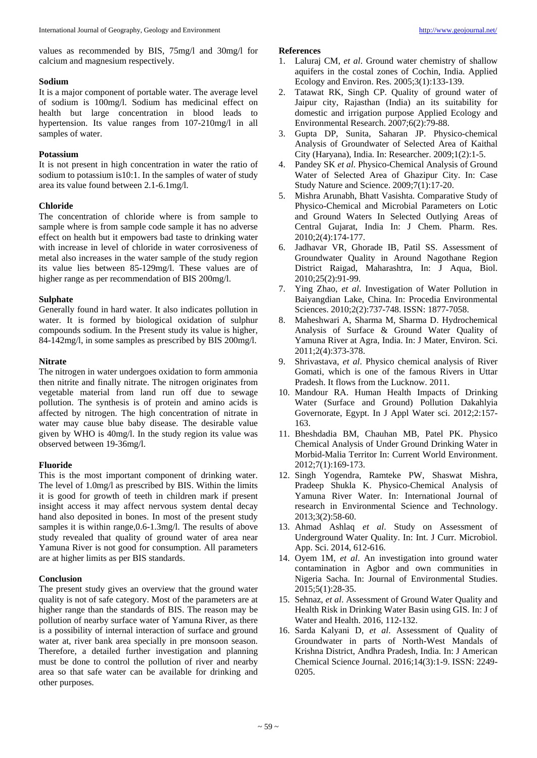values as recommended by BIS, 75mg/l and 30mg/l for calcium and magnesium respectively.

### Sodium

It is a major component of portable water. The average level of sodium is 100mg/l. Sodium has medicinal effect on health but large concentration in blood leads to hypertension. Its value ranges from 107-210mg/l in all samples of water.

### Potassium

It is not present in high concentration in water the ratio of sodium to potassium is10:1. In the samples of water of study area its value found between 2.1-6.1mg/l.

### Chloride

The concentration of chloride where is from sample to sample where is from sample code sample it has no adverse effect on health but it empowers bad taste to drinking water with increase in level of chloride in water corrosiveness of metal also increases in the water sample of the study region its value lies between 85-129mg/l. These values are of higher range as per recommendation of BIS 200mg/l.

### Sulphate

Generally found in hard water. It also indicates pollution in water. It is formed by biological oxidation of sulphur compounds sodium. In the Present study its value is higher, 84-142mg/l, in some samples as prescribed by BIS 200mg/l.

### Nitrate

The nitrogen in water undergoes oxidation to form ammonia then nitrite and finally nitrate. The nitrogen originates from vegetable material from land run off due to sewage pollution. The synthesis is of protein and amino acids is affected by nitrogen. The high concentration of nitrate in water may cause blue baby disease. The desirable value given by WHO is 40mg/l. In the study region its value was observed between 19-36mg/l.

### Fluoride

This is the most important component of drinking water. The level of 1.0mg/l as prescribed by BIS. Within the limits it is good for growth of teeth in children mark if present insight access it may affect nervous system dental decay hand also deposited in bones. In most of the present study samples it is within range,0.6-1.3mg/l. The results of above study revealed that quality of ground water of area near Yamuna River is not good for consumption. All parameters are at higher limits as per BIS standards.

### Conclusion

The present study gives an overview that the ground water quality is not of safe category. Most of the parameters are at higher range than the standards of BIS. The reason may be pollution of nearby surface water of Yamuna River, as there is a possibility of internal interaction of surface and ground water at, river bank area specially in pre monsoon season. Therefore, a detailed further investigation and planning must be done to control the pollution of river and nearby area so that safe water can be available for drinking and other purposes.

### References

1. Laluraj CM, *et al*. Ground water chemistry of shallow aquifers in the costal zones of Cochin, India. Applied Ecology and Environ. Res. 2005;3(1):133-139.
2. Tatawat RK, Singh CP. Quality of ground water of Jaipur city, Rajasthan (India) an its suitability for domestic and irrigation purpose Applied Ecology and Environmental Research. 2007;6(2):79-88.
3. Gupta DP, Sunita, Saharan JP. Physico-chemical Analysis of Groundwater of Selected Area of Kaithal City (Haryana), India. In: Researcher. 2009;1(2):1-5.
4. Pandey SK *et al*. Physico-Chemical Analysis of Ground Water of Selected Area of Ghazipur City. In: Case Study Nature and Science. 2009;7(1):17-20.
5. Mishra Arunabh, Bhatt Vasishta. Comparative Study of Physico-Chemical and Microbial Parameters on Lotic and Ground Waters In Selected Outlying Areas of Central Gujarat, India In: J Chem. Pharm. Res. 2010;2(4):174-177.
6. Jadhavar VR, Ghorade IB, Patil SS. Assessment of Groundwater Quality in Around Nagothane Region District Raigad, Maharashtra, In: J Aqua, Biol. 2010;25(2):91-99.
7. Ying Zhao, *et al*. Investigation of Water Pollution in Baiyangdian Lake, China. In: Procedia Environmental Sciences. 2010;2(2):737-748. ISSN: 1877-7058.
8. Maheshwari A, Sharma M, Sharma D. Hydrochemical Analysis of Surface & Ground Water Quality of Yamuna River at Agra, India. In: J Mater, Environ. Sci. 2011;2(4):373-378.
9. Shrivastava, *et al*. Physico chemical analysis of River Gomati, which is one of the famous Rivers in Uttar Pradesh. It flows from the Lucknow. 2011.
10. Mandour RA. Human Health Impacts of Drinking Water (Surface and Ground) Pollution Dakahlyia Governorate, Egypt. In J Appl Water sci. 2012;2:157-163.
11. Bheshdadia BM, Chauhan MB, Patel PK. Physico Chemical Analysis of Under Ground Drinking Water in Morbid-Malia Territor In: Current World Environment. 2012;7(1):169-173.
12. Singh Yogendra, Ramteke PW, Shaswat Mishra, Pradeep Shukla K. Physico-Chemical Analysis of Yamuna River Water. In: International Journal of research in Environmental Science and Technology. 2013;3(2):58-60.
13. Ahmad Ashlaq *et al*. Study on Assessment of Underground Water Quality. In: Int. J Curr. Microbiol. App. Sci. 2014, 612-616.
14. Oyem 1M, *et al*. An investigation into ground water contamination in Agbor and own communities in Nigeria Sacha. In: Journal of Environmental Studies. 2015;5(1):28-35.
15. Sehnaz, *et al*. Assessment of Ground Water Quality and Health Risk in Drinking Water Basin using GIS. In: J of Water and Health. 2016, 112-132.
16. Sarda Kalyani D, *et al*. Assessment of Quality of Groundwater in parts of North-West Mandals of Krishna District, Andhra Pradesh, India. In: J American Chemical Science Journal. 2016;14(3):1-9. ISSN: 2249-0205.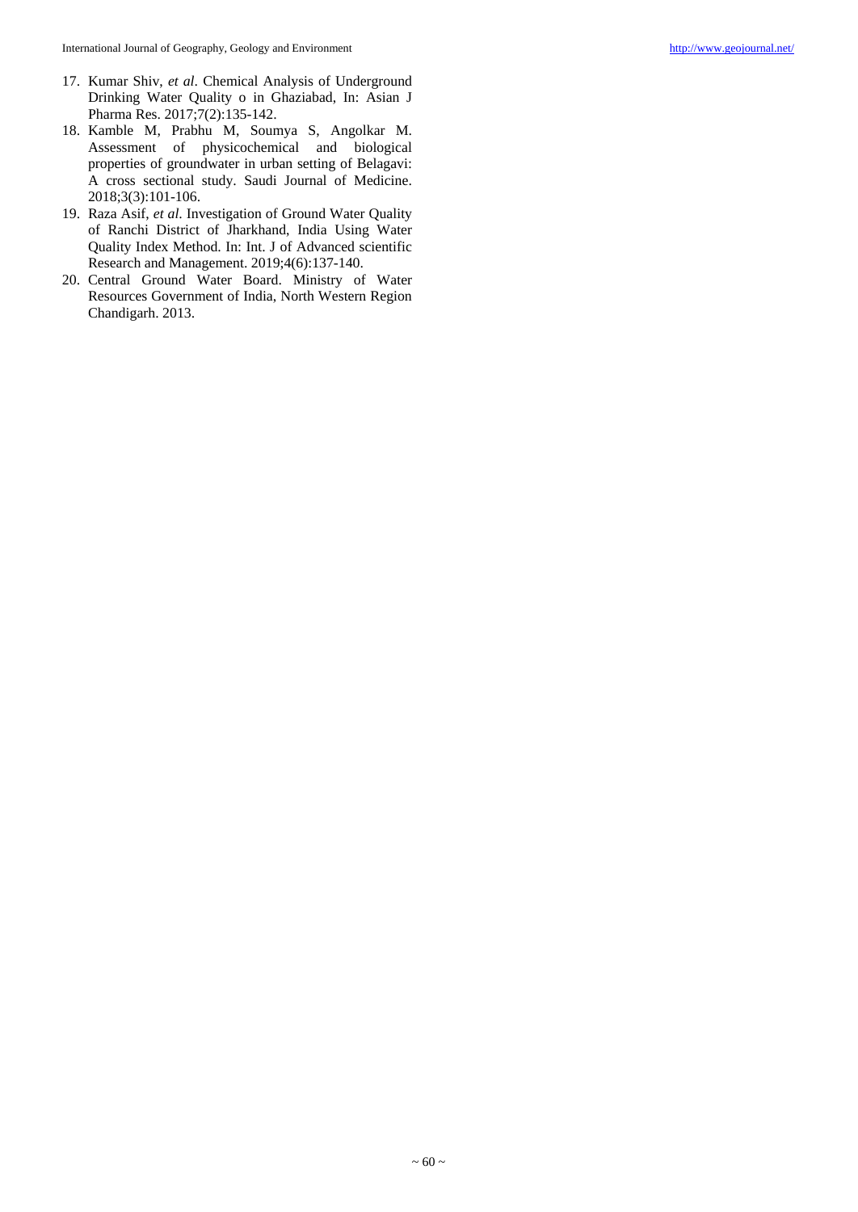17. Kumar Shiv, *et al*. Chemical Analysis of Underground Drinking Water Quality o in Ghaziabad, In: Asian J Pharma Res. 2017;7(2):135-142.
18. Kamble M, Prabhu M, Soumya S, Angolkar M. Assessment of physicochemical and biological properties of groundwater in urban setting of Belagavi: A cross sectional study. Saudi Journal of Medicine. 2018;3(3):101-106.
19. Raza Asif, *et al*. Investigation of Ground Water Quality of Ranchi District of Jharkhand, India Using Water Quality Index Method. In: Int. J of Advanced scientific Research and Management. 2019;4(6):137-140.
20. Central Ground Water Board. Ministry of Water Resources Government of India, North Western Region Chandigarh. 2013.